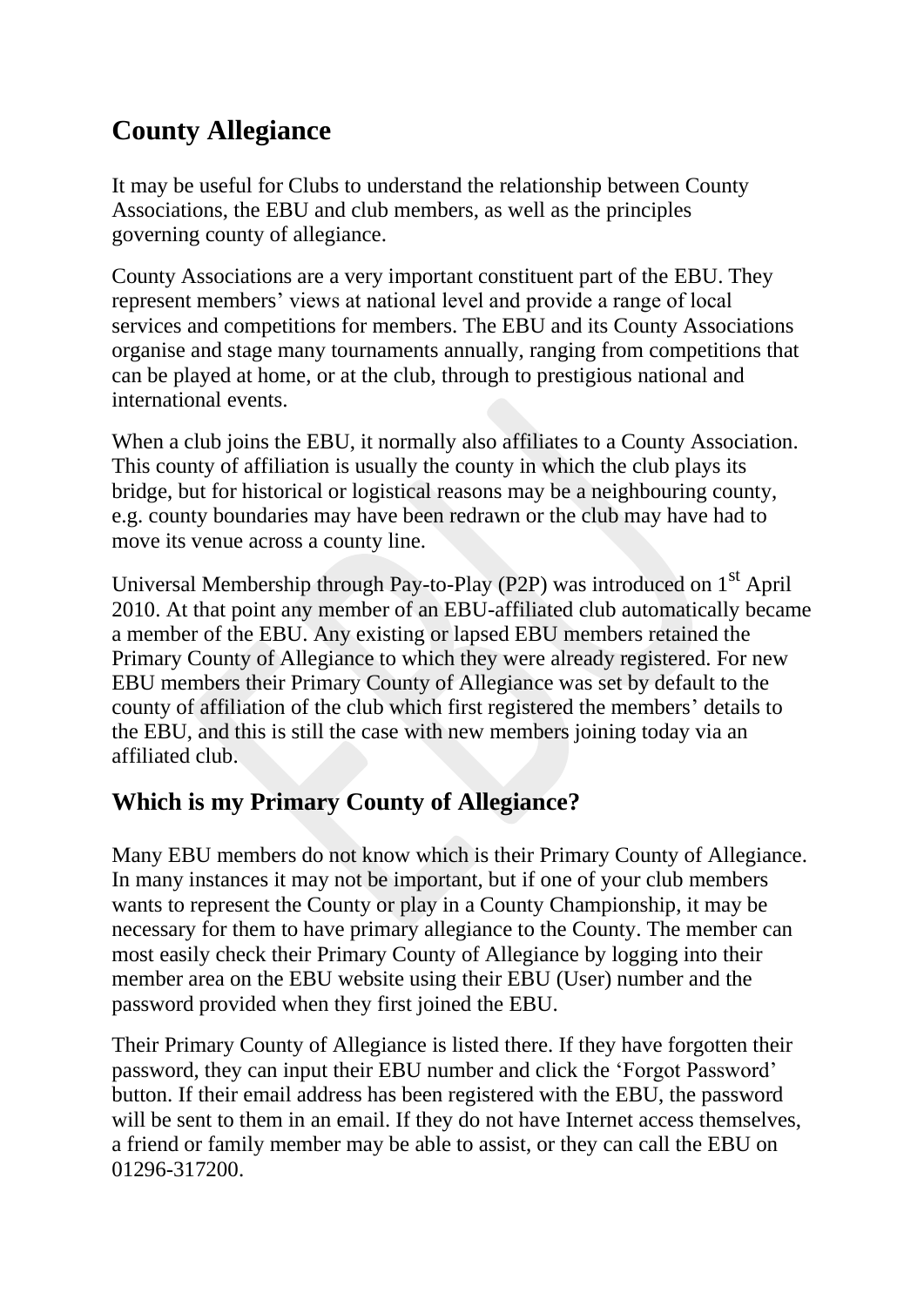# County Allegiance

It may be useful for Clubs to understand the relationship between County Associations, the EBU and club members, as well as the principles governing county of allegiance.

County Associations are a very important constituent part of the EBU. They represent members' views at national level and provide a range of local services and competitions for members. The EBU and its County Associations organise and stage many tournaments annually, ranging from competitions that can be played at home, or at the club, through to prestigious national and international events.

When a club joins the EBU, it normally also affiliates to a County Association. This county of affiliation is usually the county in which the club plays its bridge, but for historical or logistical reasons may be a neighbouring county, e.g. county boundaries may have been redrawn or the club may have had to move its venue across a county line.

Universal Membership through Pay-to-Play (P2P) was introduced on 1st April 2010. At that point any member of an EBU-affiliated club automatically became a member of the EBU. Any existing or lapsed EBU members retained the Primary County of Allegiance to which they were already registered. For new EBU members their Primary County of Allegiance was set by default to the county of affiliation of the club which first registered the members' details to the EBU, and this is still the case with new members joining today via an affiliated club.

## Which is my Primary County of Allegiance?

Many EBU members do not know which is their Primary County of Allegiance. In many instances it may not be important, but if one of your club members wants to represent the County or play in a County Championship, it may be necessary for them to have primary allegiance to the County. The member can most easily check their Primary County of Allegiance by logging into their member area on the EBU website using their EBU (User) number and the password provided when they first joined the EBU.

Their Primary County of Allegiance is listed there. If they have forgotten their password, they can input their EBU number and click the 'Forgot Password' button. If their email address has been registered with the EBU, the password will be sent to them in an email. If they do not have Internet access themselves, a friend or family member may be able to assist, or they can call the EBU on 01296-317200.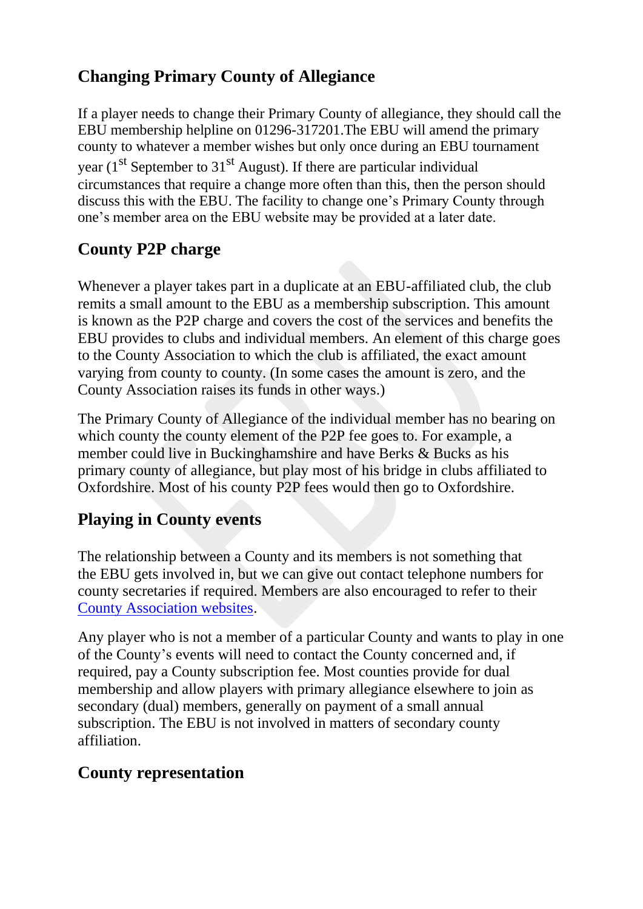## Changing Primary County of Allegiance

If a player needs to change their Primary County of allegiance, they should call the EBU membership helpline on 01296-317201.The EBU will amend the primary county to whatever a member wishes but only once during an EBU tournament year (1st September to 31st August). If there are particular individual circumstances that require a change more often than this, then the person should discuss this with the EBU. The facility to change one's Primary County through one's member area on the EBU website may be provided at a later date.

## County P2P charge

Whenever a player takes part in a duplicate at an EBU-affiliated club, the club remits a small amount to the EBU as a membership subscription. This amount is known as the P2P charge and covers the cost of the services and benefits the EBU provides to clubs and individual members. An element of this charge goes to the County Association to which the club is affiliated, the exact amount varying from county to county. (In some cases the amount is zero, and the County Association raises its funds in other ways.)

The Primary County of Allegiance of the individual member has no bearing on which county the county element of the P2P fee goes to. For example, a member could live in Buckinghamshire and have Berks & Bucks as his primary county of allegiance, but play most of his bridge in clubs affiliated to Oxfordshire. Most of his county P2P fees would then go to Oxfordshire.

## Playing in County events

The relationship between a County and its members is not something that the EBU gets involved in, but we can give out contact telephone numbers for county secretaries if required. Members are also encouraged to refer to their County Association websites.

Any player who is not a member of a particular County and wants to play in one of the County's events will need to contact the County concerned and, if required, pay a County subscription fee. Most counties provide for dual membership and allow players with primary allegiance elsewhere to join as secondary (dual) members, generally on payment of a small annual subscription. The EBU is not involved in matters of secondary county affiliation.

## County representation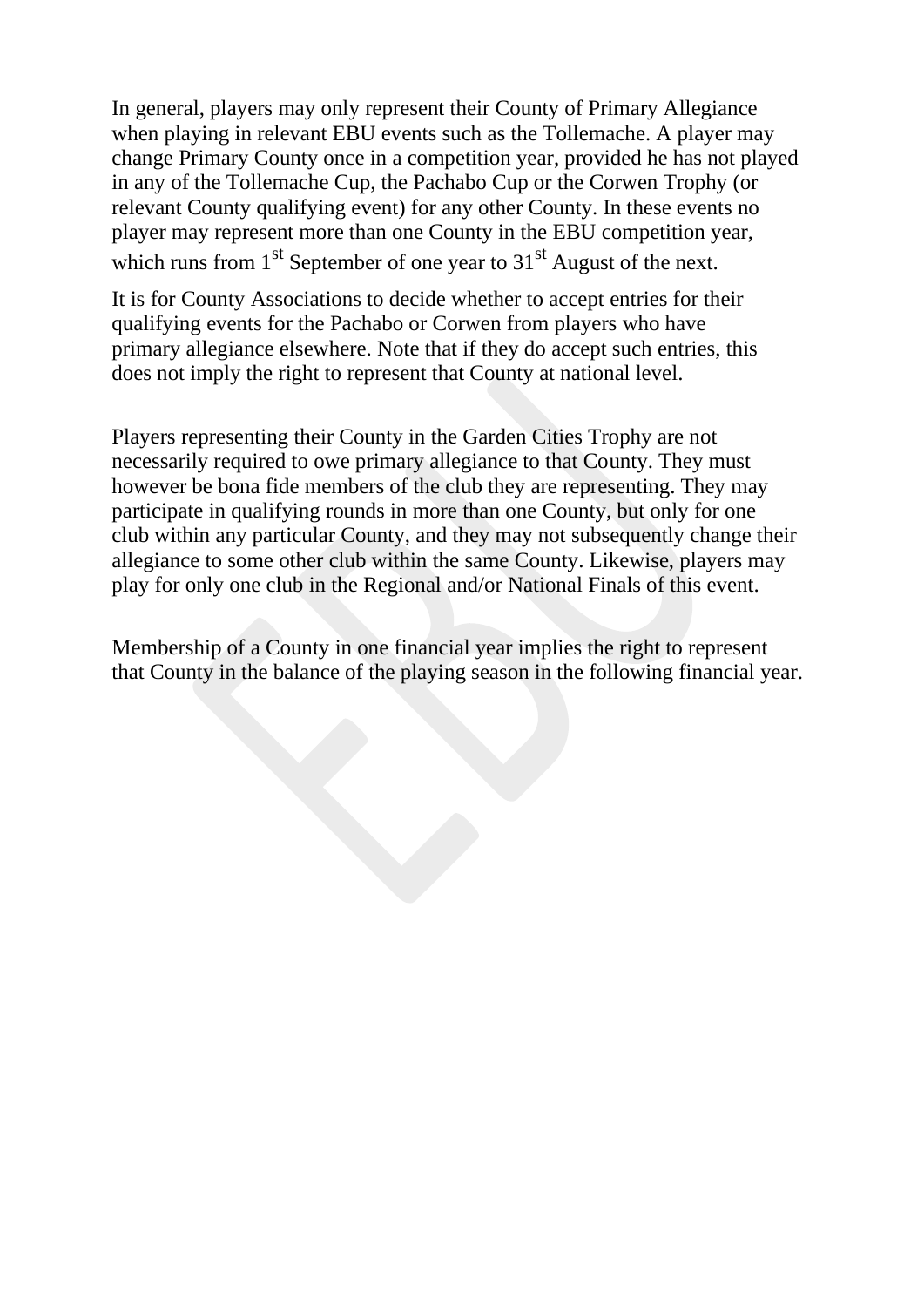In general, players may only represent their County of Primary Allegiance when playing in relevant EBU events such as the Tollemache. A player may change Primary County once in a competition year, provided he has not played in any of the Tollemache Cup, the Pachabo Cup or the Corwen Trophy (or relevant County qualifying event) for any other County. In these events no player may represent more than one County in the EBU competition year, which runs from 1st September of one year to 31st August of the next.

It is for County Associations to decide whether to accept entries for their qualifying events for the Pachabo or Corwen from players who have primary allegiance elsewhere. Note that if they do accept such entries, this does not imply the right to represent that County at national level.

Players representing their County in the Garden Cities Trophy are not necessarily required to owe primary allegiance to that County. They must however be bona fide members of the club they are representing. They may participate in qualifying rounds in more than one County, but only for one club within any particular County, and they may not subsequently change their allegiance to some other club within the same County. Likewise, players may play for only one club in the Regional and/or National Finals of this event.

Membership of a County in one financial year implies the right to represent that County in the balance of the playing season in the following financial year.